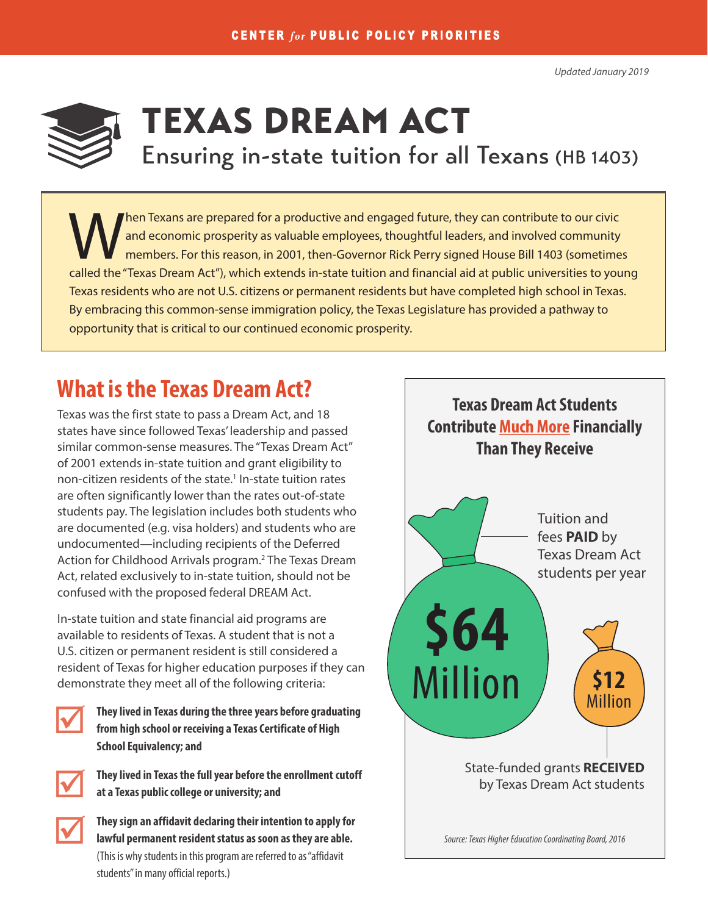Updated January 2019

# TEXAS DREAM ACT

## Ensuring in-state tuition for all Texans (HB 1403)

When Texans are prepared for a productive and engaged future, they can contribute to our civic and economic prosperity as valuable employees, thoughtful leaders, and involved community members. For this reason, in 2001, then-Governor Rick Perry signed House Bill 1403 (sometimes called the "Texas Dream Act"), which extends in-state tuition and financial aid at public universities to young Texas residents who are not U.S. citizens or permanent residents but have completed high school in Texas. By embracing this common-sense immigration policy, the Texas Legislature has provided a pathway to opportunity that is critical to our continued economic prosperity.

## What is the Texas Dream Act?

Texas was the first state to pass a Dream Act, and 18 states have since followed Texas' leadership and passed similar common-sense measures. The "Texas Dream Act" of 2001 extends in-state tuition and grant eligibility to non-citizen residents of the state.[1] In-state tuition rates are often significantly lower than the rates out-of-state students pay. The legislation includes both students who are documented (e.g. visa holders) and students who are undocumented—including recipients of the Deferred Action for Childhood Arrivals program.[2] The Texas Dream Act, related exclusively to in-state tuition, should not be confused with the proposed federal DREAM Act.

In-state tuition and state financial aid programs are available to residents of Texas. A student that is not a U.S. citizen or permanent resident is still considered a resident of Texas for higher education purposes if they can demonstrate they meet all of the following criteria:

- **They lived in Texas during the three years before graduating from high school or receiving a Texas Certificate of High School Equivalency; and**
- **They lived in Texas the full year before the enrollment cutoff at a Texas public college or university; and**
- **They sign an affidavit declaring their intention to apply for lawful permanent resident status as soon as they are able.** (This is why students in this program are referred to as "affidavit students" in many official reports.)

### Texas Dream Act Students Contribute Much More Financially Than They Receive

**$64 Million** — Tuition and fees **PAID** by Texas Dream Act students per year

**$12 Million** — State-funded grants **RECEIVED** by Texas Dream Act students

*Source: Texas Higher Education Coordinating Board, 2016*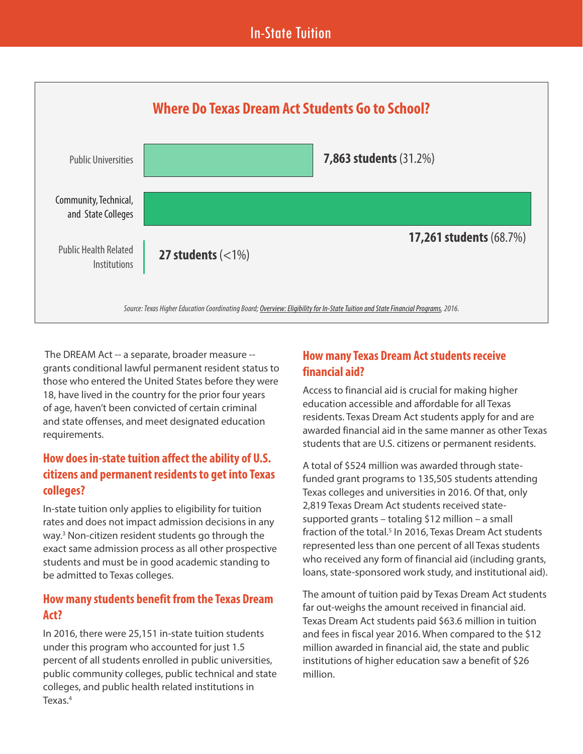In-State Tuition

## Where Do Texas Dream Act Students Go to School?

| Institution | Students |
|---|---|
| Public Universities | **7,863 students** (31.2%) |
| Community, Technical, and State Colleges | **17,261 students** (68.7%) |
| Public Health Related Institutions | **27 students** (<1%) |

*Source: Texas Higher Education Coordinating Board; Overview: Eligibility for In-State Tuition and State Financial Programs, 2016.*

The DREAM Act -- a separate, broader measure -- grants conditional lawful permanent resident status to those who entered the United States before they were 18, have lived in the country for the prior four years of age, haven't been convicted of certain criminal and state offenses, and meet designated education requirements.

### How does in-state tuition affect the ability of U.S. citizens and permanent residents to get into Texas colleges?

In-state tuition only applies to eligibility for tuition rates and does not impact admission decisions in any way.[3] Non-citizen resident students go through the exact same admission process as all other prospective students and must be in good academic standing to be admitted to Texas colleges.

### How many students benefit from the Texas Dream Act?

In 2016, there were 25,151 in-state tuition students under this program who accounted for just 1.5 percent of all students enrolled in public universities, public community colleges, public technical and state colleges, and public health related institutions in Texas.[4]

### How many Texas Dream Act students receive financial aid?

Access to financial aid is crucial for making higher education accessible and affordable for all Texas residents. Texas Dream Act students apply for and are awarded financial aid in the same manner as other Texas students that are U.S. citizens or permanent residents.

A total of $524 million was awarded through state-funded grant programs to 135,505 students attending Texas colleges and universities in 2016. Of that, only 2,819 Texas Dream Act students received state-supported grants – totaling $12 million – a small fraction of the total.[5] In 2016, Texas Dream Act students represented less than one percent of all Texas students who received any form of financial aid (including grants, loans, state-sponsored work study, and institutional aid).

The amount of tuition paid by Texas Dream Act students far out-weighs the amount received in financial aid. Texas Dream Act students paid $63.6 million in tuition and fees in fiscal year 2016. When compared to the $12 million awarded in financial aid, the state and public institutions of higher education saw a benefit of $26 million.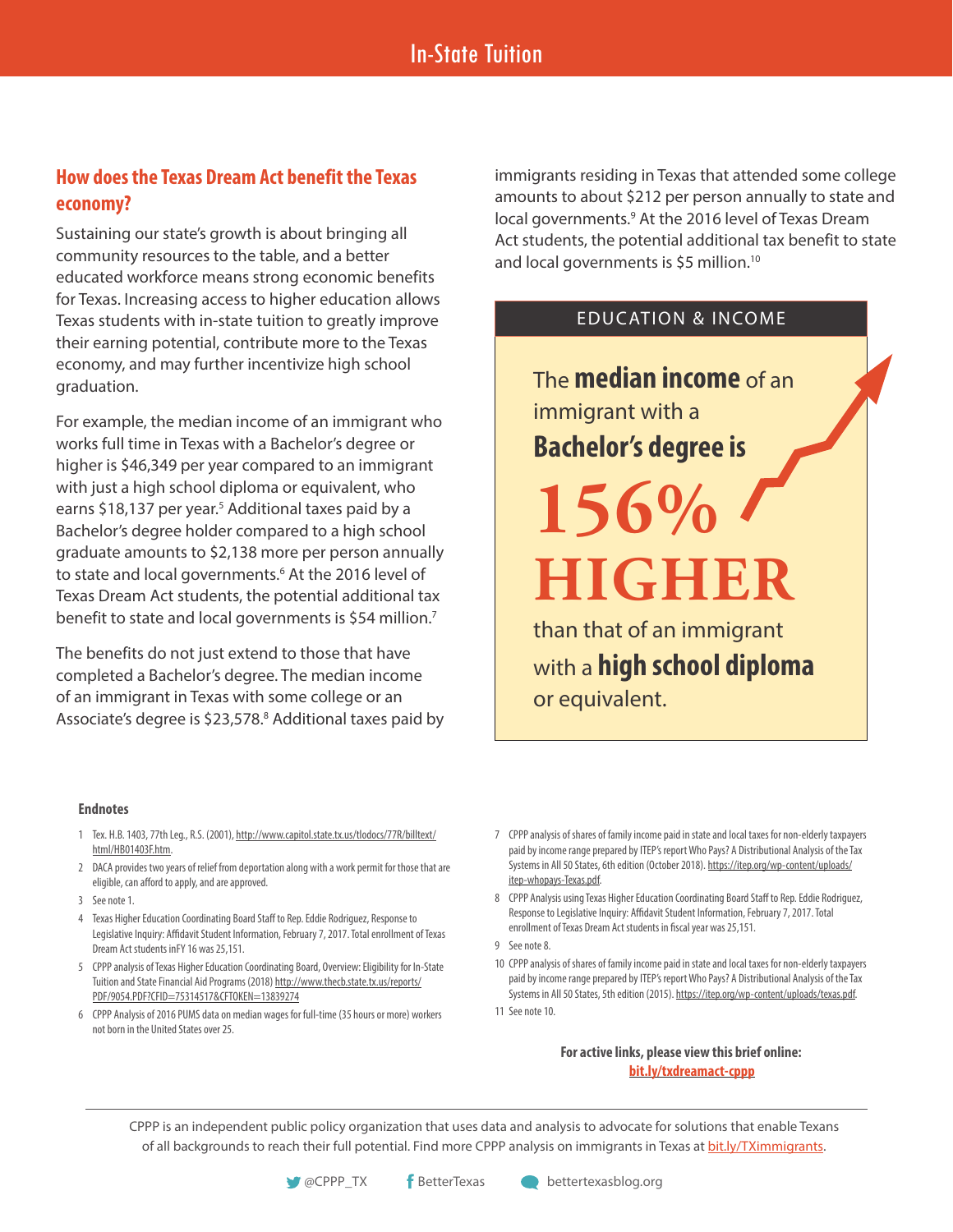## How does the Texas Dream Act benefit the Texas economy?

Sustaining our state's growth is about bringing all community resources to the table, and a better educated workforce means strong economic benefits for Texas. Increasing access to higher education allows Texas students with in-state tuition to greatly improve their earning potential, contribute more to the Texas economy, and may further incentivize high school graduation.

For example, the median income of an immigrant who works full time in Texas with a Bachelor's degree or higher is $46,349 per year compared to an immigrant with just a high school diploma or equivalent, who earns $18,137 per year.[5] Additional taxes paid by a Bachelor's degree holder compared to a high school graduate amounts to $2,138 more per person annually to state and local governments.[6] At the 2016 level of Texas Dream Act students, the potential additional tax benefit to state and local governments is $54 million.[7]

The benefits do not just extend to those that have completed a Bachelor's degree. The median income of an immigrant in Texas with some college or an Associate's degree is $23,578.[8] Additional taxes paid by immigrants residing in Texas that attended some college amounts to about $212 per person annually to state and local governments.[9] At the 2016 level of Texas Dream Act students, the potential additional tax benefit to state and local governments is $5 million.[10]

EDUCATION & INCOME

The **median income** of an immigrant with a **Bachelor's degree is**

**156% HIGHER**

than that of an immigrant with a **high school diploma** or equivalent.

### Endnotes

1 Tex. H.B. 1403, 77th Leg., R.S. (2001), http://www.capitol.state.tx.us/tlodocs/77R/billtext/html/HB01403F.htm.

2 DACA provides two years of relief from deportation along with a work permit for those that are eligible, can afford to apply, and are approved.

3 See note 1.

4 Texas Higher Education Coordinating Board Staff to Rep. Eddie Rodriguez, Response to Legislative Inquiry: Affidavit Student Information, February 7, 2017. Total enrollment of Texas Dream Act students inFY 16 was 25,151.

5 CPPP analysis of Texas Higher Education Coordinating Board, Overview: Eligibility for In-State Tuition and State Financial Aid Programs (2018) http://www.thecb.state.tx.us/reports/PDF/9054.PDF?CFID=75314517&CFTOKEN=13839274

6 CPPP Analysis of 2016 PUMS data on median wages for full-time (35 hours or more) workers not born in the United States over 25.

7 CPPP analysis of shares of family income paid in state and local taxes for non-elderly taxpayers paid by income range prepared by ITEP's report Who Pays? A Distributional Analysis of the Tax Systems in All 50 States, 6th edition (October 2018). https://itep.org/wp-content/uploads/itep-whopays-Texas.pdf.

8 CPPP Analysis using Texas Higher Education Coordinating Board Staff to Rep. Eddie Rodriguez, Response to Legislative Inquiry: Affidavit Student Information, February 7, 2017. Total enrollment of Texas Dream Act students in fiscal year was 25,151.

9 See note 8.

10 CPPP analysis of shares of family income paid in state and local taxes for non-elderly taxpayers paid by income range prepared by ITEP's report Who Pays? A Distributional Analysis of the Tax Systems in All 50 States, 5th edition (2015). https://itep.org/wp-content/uploads/texas.pdf.

11 See note 10.

**For active links, please view this brief online:** **bit.ly/txdreamact-cppp**

CPPP is an independent public policy organization that uses data and analysis to advocate for solutions that enable Texans of all backgrounds to reach their full potential. Find more CPPP analysis on immigrants in Texas at bit.ly/TXimmigrants.

@CPPP_TX BetterTexas bettertexasblog.org